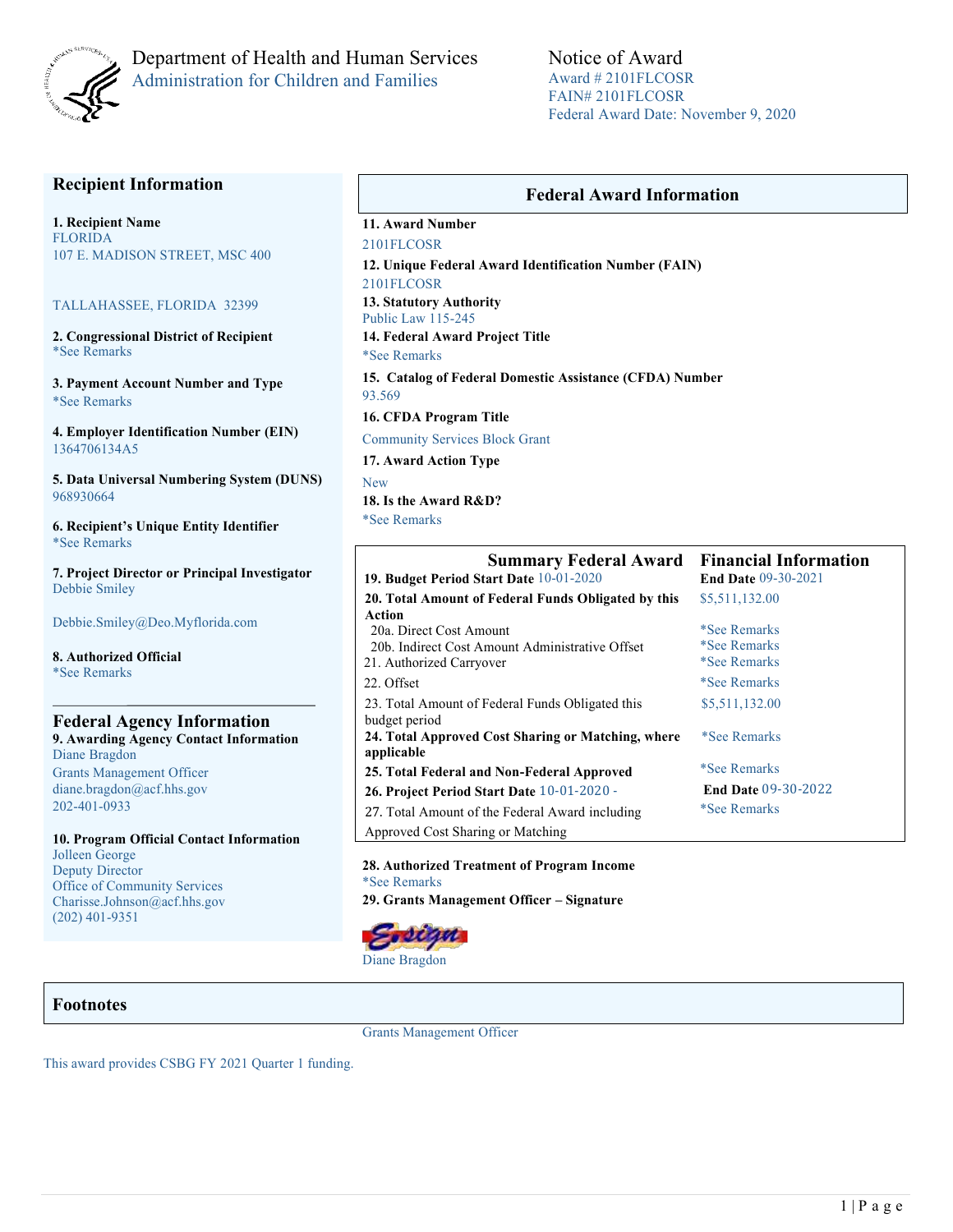Department of Health and Human Services
Administration for Children and Families

# Notice of Award

Award # 2101FLCOSR
FAIN# 2101FLCOSR
Federal Award Date: November 9, 2020

## Recipient Information

**1. Recipient Name**
FLORIDA
107 E. MADISON STREET, MSC 400

TALLAHASSEE, FLORIDA 32399

**2. Congressional District of Recipient**
*See Remarks

**3. Payment Account Number and Type**
*See Remarks

**4. Employer Identification Number (EIN)**
1364706134A5

**5. Data Universal Numbering System (DUNS)**
968930664

**6. Recipient's Unique Entity Identifier**
*See Remarks

**7. Project Director or Principal Investigator**
Debbie Smiley

Debbie.Smiley@Deo.Myflorida.com

**8. Authorized Official**
*See Remarks

## Federal Agency Information

**9. Awarding Agency Contact Information**
Diane Bragdon
Grants Management Officer
diane.bragdon@acf.hhs.gov
202-401-0933

**10. Program Official Contact Information**
Jolleen George
Deputy Director
Office of Community Services
Charisse.Johnson@acf.hhs.gov
(202) 401-9351

## Federal Award Information

**11. Award Number**
2101FLCOSR

**12. Unique Federal Award Identification Number (FAIN)**
2101FLCOSR

**13. Statutory Authority**
Public Law 115-245

**14. Federal Award Project Title**
*See Remarks

**15. Catalog of Federal Domestic Assistance (CFDA) Number**
93.569

**16. CFDA Program Title**
Community Services Block Grant

**17. Award Action Type**
New

**18. Is the Award R&D?**
*See Remarks

## Summary Federal Award Financial Information

| | |
|---|---|
| **19. Budget Period Start Date** 10-01-2020 | **End Date** 09-30-2021 |
| **20. Total Amount of Federal Funds Obligated by this Action** | $5,511,132.00 |
| 20a. Direct Cost Amount | *See Remarks |
| 20b. Indirect Cost Amount Administrative Offset | *See Remarks |
| 21. Authorized Carryover | *See Remarks |
| 22. Offset | *See Remarks |
| 23. Total Amount of Federal Funds Obligated this budget period | $5,511,132.00 |
| **24. Total Approved Cost Sharing or Matching, where applicable** | *See Remarks |
| **25. Total Federal and Non-Federal Approved** | *See Remarks |
| **26. Project Period Start Date** 10-01-2020 - | **End Date** 09-30-2022 |
| 27. Total Amount of the Federal Award including Approved Cost Sharing or Matching | *See Remarks |

**28. Authorized Treatment of Program Income**
*See Remarks

**29. Grants Management Officer – Signature**

Diane Bragdon
Grants Management Officer

## Footnotes

This award provides CSBG FY 2021 Quarter 1 funding.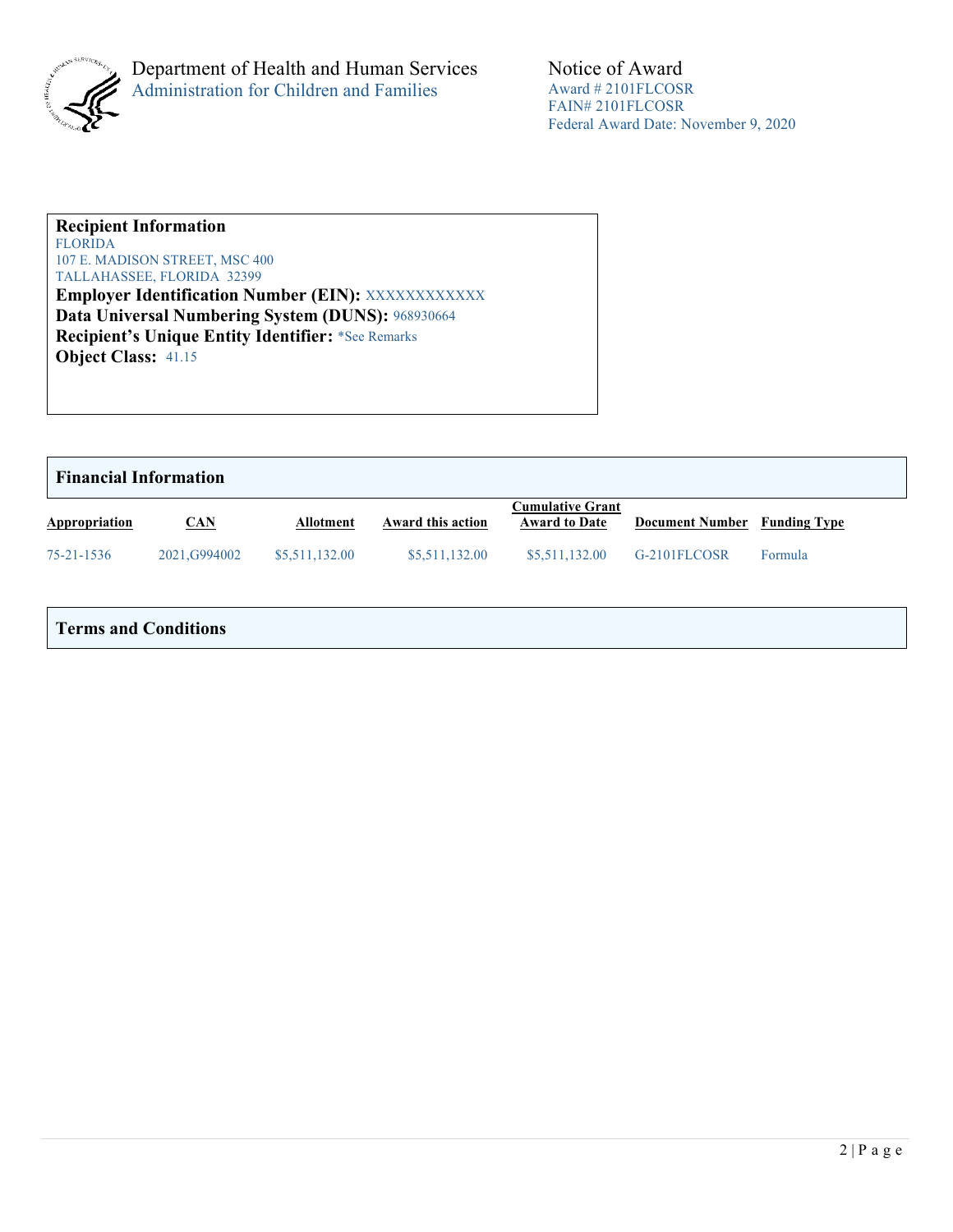Department of Health and Human Services
Administration for Children and Families

Notice of Award
Award # 2101FLCOSR
FAIN# 2101FLCOSR
Federal Award Date: November 9, 2020

**Recipient Information**
FLORIDA
107 E. MADISON STREET, MSC 400
TALLAHASSEE, FLORIDA 32399
**Employer Identification Number (EIN):** XXXXXXXXXXXX
**Data Universal Numbering System (DUNS):** 968930664
**Recipient's Unique Entity Identifier:** *See Remarks
**Object Class:** 41.15

## Financial Information

| Appropriation | CAN | Allotment | Award this action | Cumulative Grant Award to Date | Document Number | Funding Type |
|---|---|---|---|---|---|---|
| 75-21-1536 | 2021,G994002 | $5,511,132.00 | $5,511,132.00 | $5,511,132.00 | G-2101FLCOSR | Formula |

## Terms and Conditions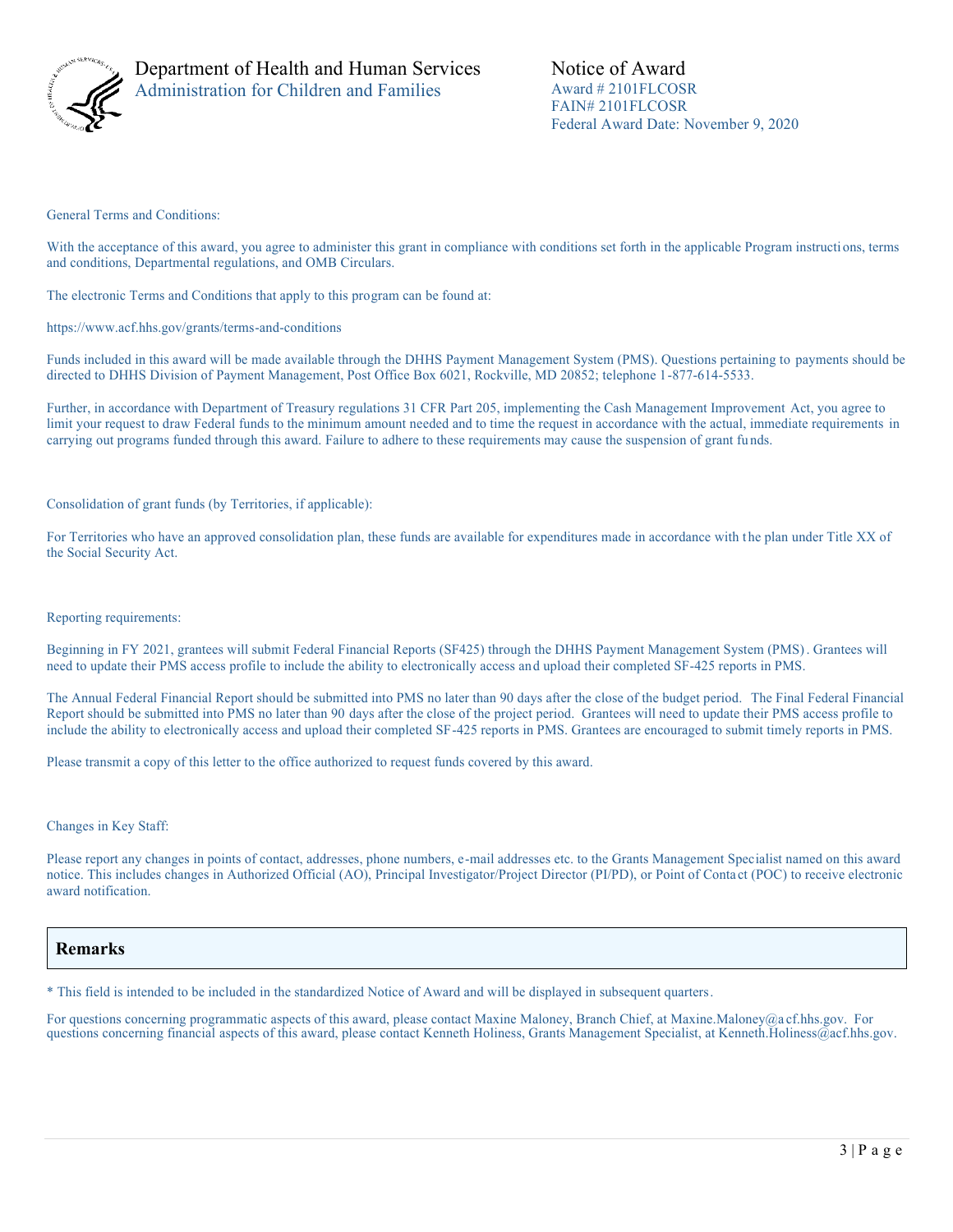Department of Health and Human Services
Administration for Children and Families

Notice of Award
Award # 2101FLCOSR
FAIN# 2101FLCOSR
Federal Award Date: November 9, 2020

General Terms and Conditions:

With the acceptance of this award, you agree to administer this grant in compliance with conditions set forth in the applicable Program instructions, terms and conditions, Departmental regulations, and OMB Circulars.

The electronic Terms and Conditions that apply to this program can be found at:

https://www.acf.hhs.gov/grants/terms-and-conditions

Funds included in this award will be made available through the DHHS Payment Management System (PMS). Questions pertaining to payments should be directed to DHHS Division of Payment Management, Post Office Box 6021, Rockville, MD 20852; telephone 1-877-614-5533.

Further, in accordance with Department of Treasury regulations 31 CFR Part 205, implementing the Cash Management Improvement Act, you agree to limit your request to draw Federal funds to the minimum amount needed and to time the request in accordance with the actual, immediate requirements in carrying out programs funded through this award. Failure to adhere to these requirements may cause the suspension of grant funds.

Consolidation of grant funds (by Territories, if applicable):

For Territories who have an approved consolidation plan, these funds are available for expenditures made in accordance with the plan under Title XX of the Social Security Act.

Reporting requirements:

Beginning in FY 2021, grantees will submit Federal Financial Reports (SF425) through the DHHS Payment Management System (PMS). Grantees will need to update their PMS access profile to include the ability to electronically access and upload their completed SF-425 reports in PMS.

The Annual Federal Financial Report should be submitted into PMS no later than 90 days after the close of the budget period. The Final Federal Financial Report should be submitted into PMS no later than 90 days after the close of the project period. Grantees will need to update their PMS access profile to include the ability to electronically access and upload their completed SF-425 reports in PMS. Grantees are encouraged to submit timely reports in PMS.

Please transmit a copy of this letter to the office authorized to request funds covered by this award.

Changes in Key Staff:

Please report any changes in points of contact, addresses, phone numbers, e-mail addresses etc. to the Grants Management Specialist named on this award notice. This includes changes in Authorized Official (AO), Principal Investigator/Project Director (PI/PD), or Point of Contact (POC) to receive electronic award notification.

## Remarks

* This field is intended to be included in the standardized Notice of Award and will be displayed in subsequent quarters.

For questions concerning programmatic aspects of this award, please contact Maxine Maloney, Branch Chief, at Maxine.Maloney@acf.hhs.gov. For questions concerning financial aspects of this award, please contact Kenneth Holiness, Grants Management Specialist, at Kenneth.Holiness@acf.hhs.gov.